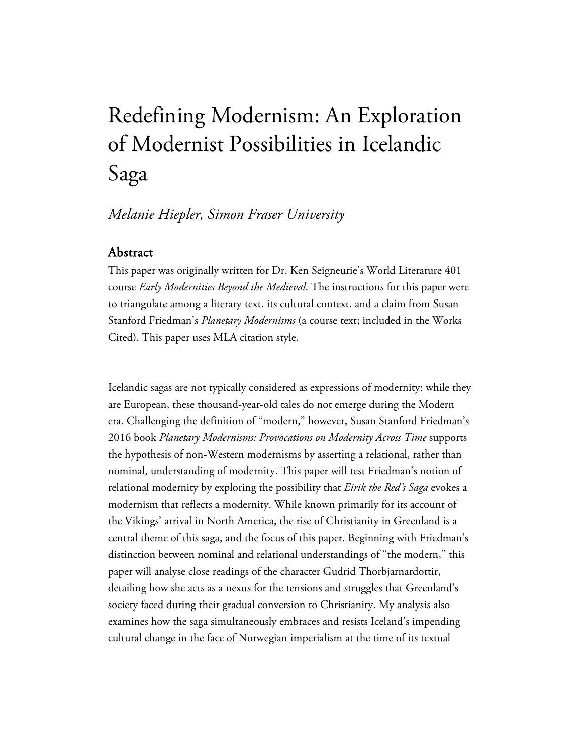# Redefining Modernism: An Exploration of Modernist Possibilities in Icelandic Saga

*Melanie Hiepler, Simon Fraser University*

## Abstract

This paper was originally written for Dr. Ken Seigneurie's World Literature 401 course *Early Modernities Beyond the Medieval*. The instructions for this paper were to triangulate among a literary text, its cultural context, and a claim from Susan Stanford Friedman's *Planetary Modernisms* (a course text; included in the Works Cited). This paper uses MLA citation style.

Icelandic sagas are not typically considered as expressions of modernity: while they are European, these thousand-year-old tales do not emerge during the Modern era. Challenging the definition of "modern," however, Susan Stanford Friedman's 2016 book *Planetary Modernisms: Provocations on Modernity Across Time* supports the hypothesis of non-Western modernisms by asserting a relational, rather than nominal, understanding of modernity. This paper will test Friedman's notion of relational modernity by exploring the possibility that *Eirik the Red's Saga* evokes a modernism that reflects a modernity. While known primarily for its account of the Vikings' arrival in North America, the rise of Christianity in Greenland is a central theme of this saga, and the focus of this paper. Beginning with Friedman's distinction between nominal and relational understandings of "the modern," this paper will analyse close readings of the character Gudrid Thorbjarnardottir, detailing how she acts as a nexus for the tensions and struggles that Greenland's society faced during their gradual conversion to Christianity. My analysis also examines how the saga simultaneously embraces and resists Iceland's impending cultural change in the face of Norwegian imperialism at the time of its textual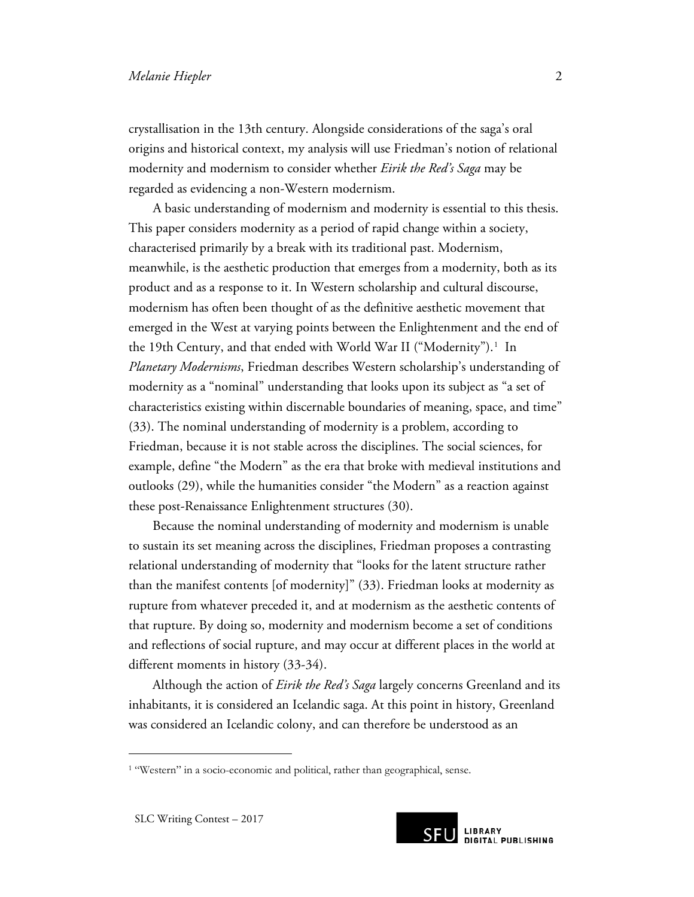crystallisation in the 13th century. Alongside considerations of the saga's oral origins and historical context, my analysis will use Friedman's notion of relational modernity and modernism to consider whether *Eirik the Red's Saga* may be regarded as evidencing a non-Western modernism.

A basic understanding of modernism and modernity is essential to this thesis. This paper considers modernity as a period of rapid change within a society, characterised primarily by a break with its traditional past. Modernism, meanwhile, is the aesthetic production that emerges from a modernity, both as its product and as a response to it. In Western scholarship and cultural discourse, modernism has often been thought of as the definitive aesthetic movement that emerged in the West at varying points between the Enlightenment and the end of the 19th Century, and that ended with World War II ("Modernity").[1] In *Planetary Modernisms*, Friedman describes Western scholarship's understanding of modernity as a "nominal" understanding that looks upon its subject as "a set of characteristics existing within discernable boundaries of meaning, space, and time" (33). The nominal understanding of modernity is a problem, according to Friedman, because it is not stable across the disciplines. The social sciences, for example, define "the Modern" as the era that broke with medieval institutions and outlooks (29), while the humanities consider "the Modern" as a reaction against these post-Renaissance Enlightenment structures (30).

Because the nominal understanding of modernity and modernism is unable to sustain its set meaning across the disciplines, Friedman proposes a contrasting relational understanding of modernity that "looks for the latent structure rather than the manifest contents [of modernity]" (33). Friedman looks at modernity as rupture from whatever preceded it, and at modernism as the aesthetic contents of that rupture. By doing so, modernity and modernism become a set of conditions and reflections of social rupture, and may occur at different places in the world at different moments in history (33-34).

Although the action of *Eirik the Red's Saga* largely concerns Greenland and its inhabitants, it is considered an Icelandic saga. At this point in history, Greenland was considered an Icelandic colony, and can therefore be understood as an

[1] "Western" in a socio-economic and political, rather than geographical, sense.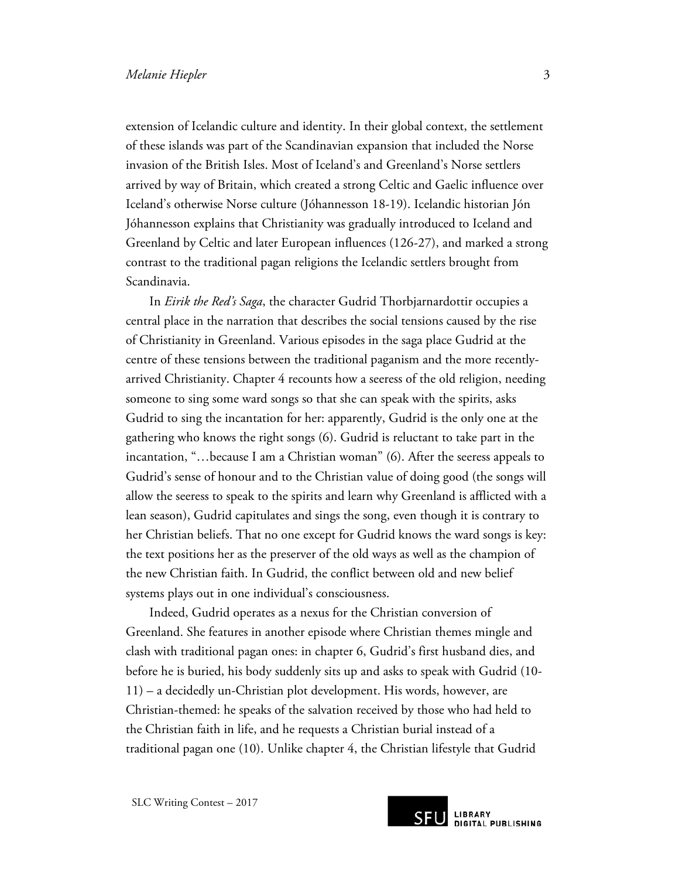extension of Icelandic culture and identity. In their global context, the settlement of these islands was part of the Scandinavian expansion that included the Norse invasion of the British Isles. Most of Iceland's and Greenland's Norse settlers arrived by way of Britain, which created a strong Celtic and Gaelic influence over Iceland's otherwise Norse culture (Jóhannesson 18-19). Icelandic historian Jón Jóhannesson explains that Christianity was gradually introduced to Iceland and Greenland by Celtic and later European influences (126-27), and marked a strong contrast to the traditional pagan religions the Icelandic settlers brought from Scandinavia.

In *Eirik the Red's Saga*, the character Gudrid Thorbjarnardottir occupies a central place in the narration that describes the social tensions caused by the rise of Christianity in Greenland. Various episodes in the saga place Gudrid at the centre of these tensions between the traditional paganism and the more recently-arrived Christianity. Chapter 4 recounts how a seeress of the old religion, needing someone to sing some ward songs so that she can speak with the spirits, asks Gudrid to sing the incantation for her: apparently, Gudrid is the only one at the gathering who knows the right songs (6). Gudrid is reluctant to take part in the incantation, "…because I am a Christian woman" (6). After the seeress appeals to Gudrid's sense of honour and to the Christian value of doing good (the songs will allow the seeress to speak to the spirits and learn why Greenland is afflicted with a lean season), Gudrid capitulates and sings the song, even though it is contrary to her Christian beliefs. That no one except for Gudrid knows the ward songs is key: the text positions her as the preserver of the old ways as well as the champion of the new Christian faith. In Gudrid, the conflict between old and new belief systems plays out in one individual's consciousness.

Indeed, Gudrid operates as a nexus for the Christian conversion of Greenland. She features in another episode where Christian themes mingle and clash with traditional pagan ones: in chapter 6, Gudrid's first husband dies, and before he is buried, his body suddenly sits up and asks to speak with Gudrid (10-11) – a decidedly un-Christian plot development. His words, however, are Christian-themed: he speaks of the salvation received by those who had held to the Christian faith in life, and he requests a Christian burial instead of a traditional pagan one (10). Unlike chapter 4, the Christian lifestyle that Gudrid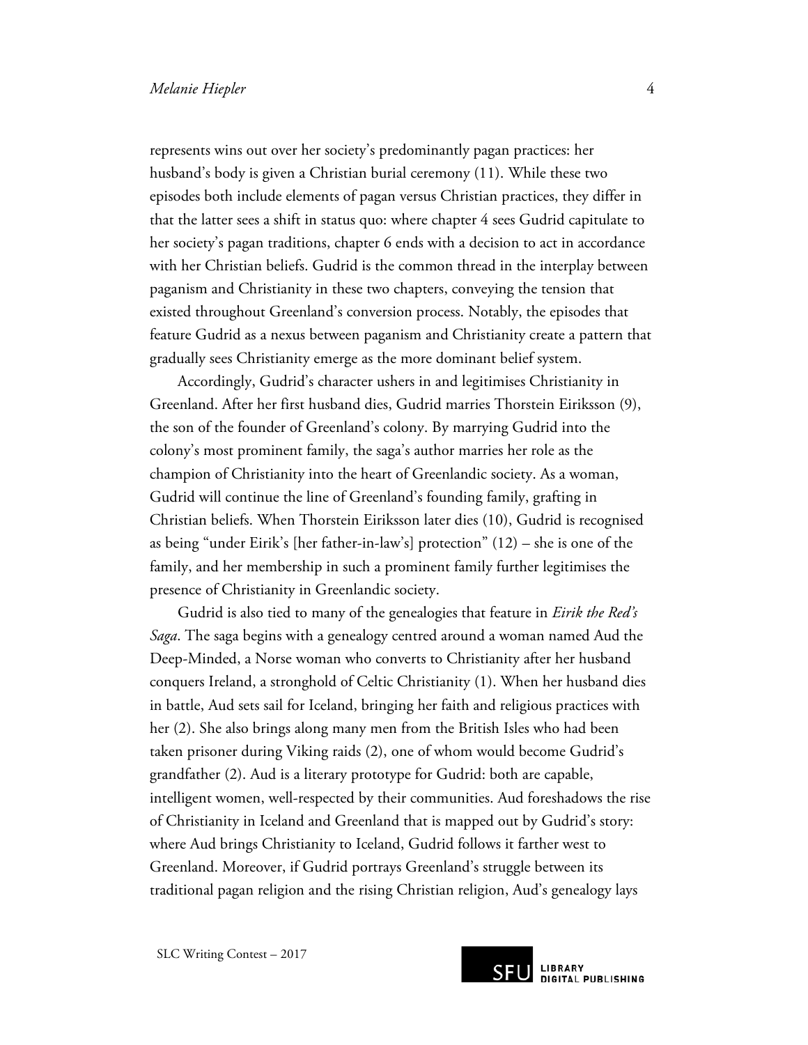represents wins out over her society's predominantly pagan practices: her husband's body is given a Christian burial ceremony (11). While these two episodes both include elements of pagan versus Christian practices, they differ in that the latter sees a shift in status quo: where chapter 4 sees Gudrid capitulate to her society's pagan traditions, chapter 6 ends with a decision to act in accordance with her Christian beliefs. Gudrid is the common thread in the interplay between paganism and Christianity in these two chapters, conveying the tension that existed throughout Greenland's conversion process. Notably, the episodes that feature Gudrid as a nexus between paganism and Christianity create a pattern that gradually sees Christianity emerge as the more dominant belief system.

Accordingly, Gudrid's character ushers in and legitimises Christianity in Greenland. After her first husband dies, Gudrid marries Thorstein Eiriksson (9), the son of the founder of Greenland's colony. By marrying Gudrid into the colony's most prominent family, the saga's author marries her role as the champion of Christianity into the heart of Greenlandic society. As a woman, Gudrid will continue the line of Greenland's founding family, grafting in Christian beliefs. When Thorstein Eiriksson later dies (10), Gudrid is recognised as being "under Eirik's [her father-in-law's] protection" (12) – she is one of the family, and her membership in such a prominent family further legitimises the presence of Christianity in Greenlandic society.

Gudrid is also tied to many of the genealogies that feature in *Eirik the Red's Saga*. The saga begins with a genealogy centred around a woman named Aud the Deep-Minded, a Norse woman who converts to Christianity after her husband conquers Ireland, a stronghold of Celtic Christianity (1). When her husband dies in battle, Aud sets sail for Iceland, bringing her faith and religious practices with her (2). She also brings along many men from the British Isles who had been taken prisoner during Viking raids (2), one of whom would become Gudrid's grandfather (2). Aud is a literary prototype for Gudrid: both are capable, intelligent women, well-respected by their communities. Aud foreshadows the rise of Christianity in Iceland and Greenland that is mapped out by Gudrid's story: where Aud brings Christianity to Iceland, Gudrid follows it farther west to Greenland. Moreover, if Gudrid portrays Greenland's struggle between its traditional pagan religion and the rising Christian religion, Aud's genealogy lays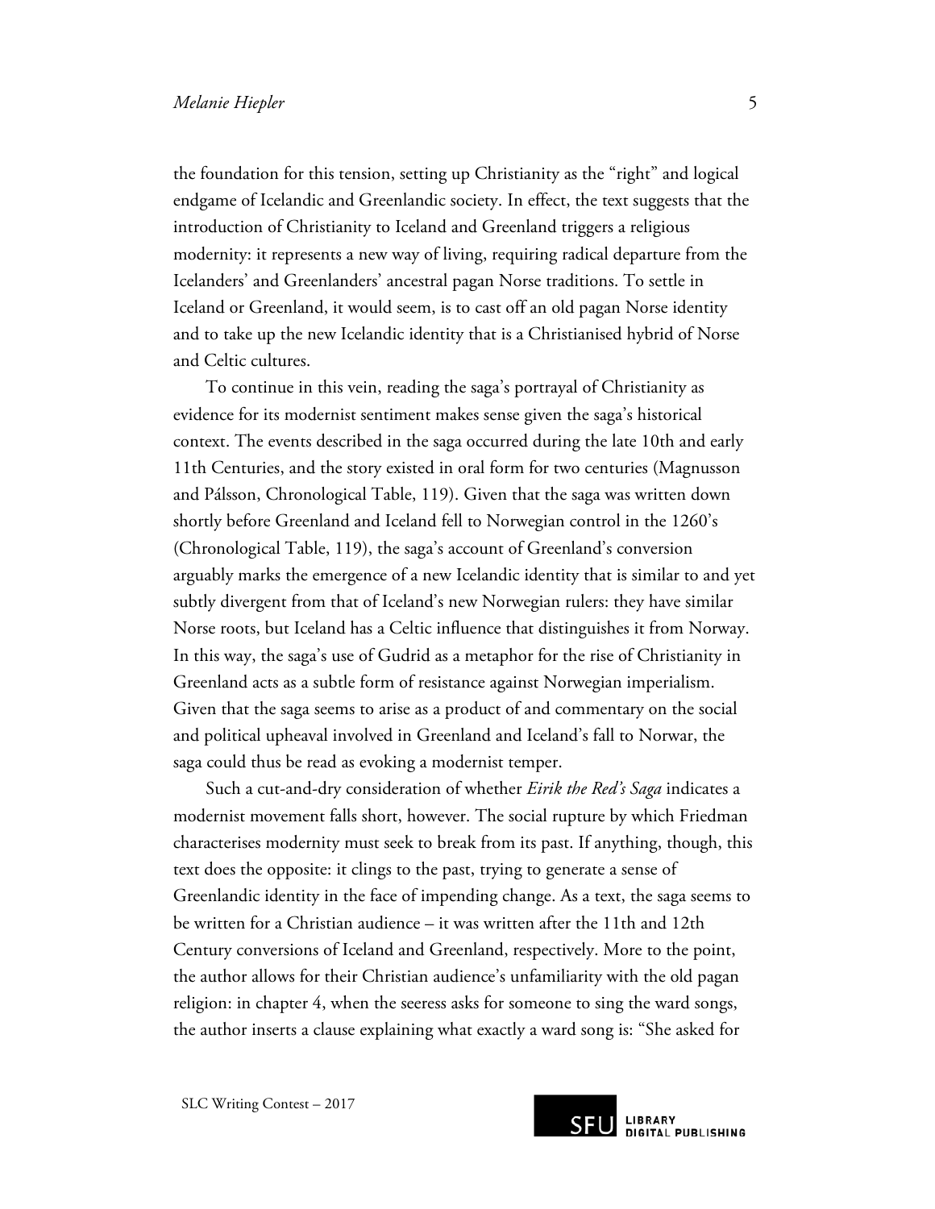the foundation for this tension, setting up Christianity as the "right" and logical endgame of Icelandic and Greenlandic society. In effect, the text suggests that the introduction of Christianity to Iceland and Greenland triggers a religious modernity: it represents a new way of living, requiring radical departure from the Icelanders' and Greenlanders' ancestral pagan Norse traditions. To settle in Iceland or Greenland, it would seem, is to cast off an old pagan Norse identity and to take up the new Icelandic identity that is a Christianised hybrid of Norse and Celtic cultures.

To continue in this vein, reading the saga's portrayal of Christianity as evidence for its modernist sentiment makes sense given the saga's historical context. The events described in the saga occurred during the late 10th and early 11th Centuries, and the story existed in oral form for two centuries (Magnusson and Pálsson, Chronological Table, 119). Given that the saga was written down shortly before Greenland and Iceland fell to Norwegian control in the 1260's (Chronological Table, 119), the saga's account of Greenland's conversion arguably marks the emergence of a new Icelandic identity that is similar to and yet subtly divergent from that of Iceland's new Norwegian rulers: they have similar Norse roots, but Iceland has a Celtic influence that distinguishes it from Norway. In this way, the saga's use of Gudrid as a metaphor for the rise of Christianity in Greenland acts as a subtle form of resistance against Norwegian imperialism. Given that the saga seems to arise as a product of and commentary on the social and political upheaval involved in Greenland and Iceland's fall to Norwar, the saga could thus be read as evoking a modernist temper.

Such a cut-and-dry consideration of whether *Eirik the Red's Saga* indicates a modernist movement falls short, however. The social rupture by which Friedman characterises modernity must seek to break from its past. If anything, though, this text does the opposite: it clings to the past, trying to generate a sense of Greenlandic identity in the face of impending change. As a text, the saga seems to be written for a Christian audience – it was written after the 11th and 12th Century conversions of Iceland and Greenland, respectively. More to the point, the author allows for their Christian audience's unfamiliarity with the old pagan religion: in chapter 4, when the seeress asks for someone to sing the ward songs, the author inserts a clause explaining what exactly a ward song is: "She asked for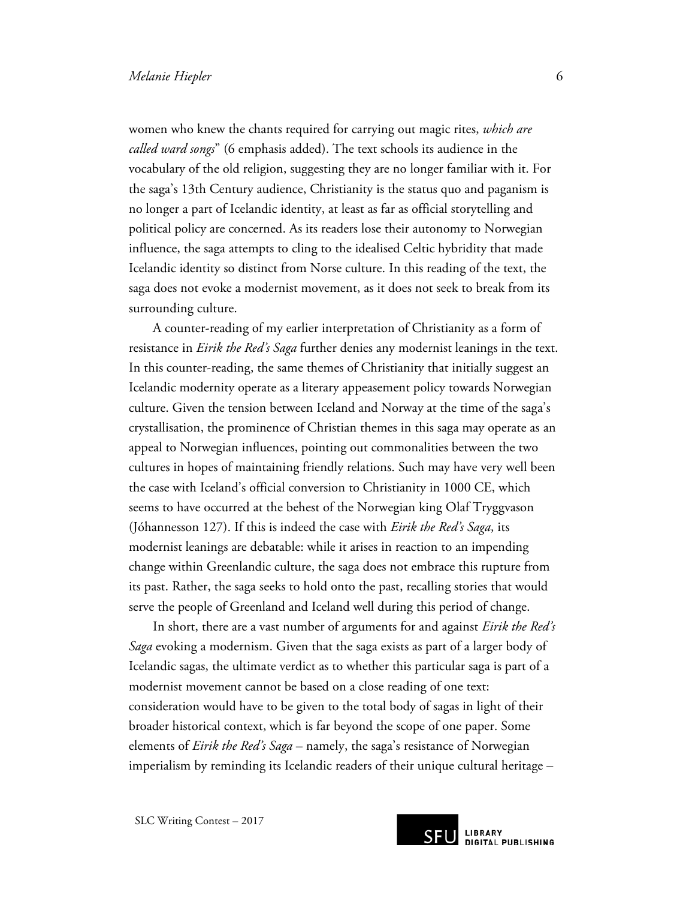women who knew the chants required for carrying out magic rites, *which are called ward songs*" (6 emphasis added). The text schools its audience in the vocabulary of the old religion, suggesting they are no longer familiar with it. For the saga's 13th Century audience, Christianity is the status quo and paganism is no longer a part of Icelandic identity, at least as far as official storytelling and political policy are concerned. As its readers lose their autonomy to Norwegian influence, the saga attempts to cling to the idealised Celtic hybridity that made Icelandic identity so distinct from Norse culture. In this reading of the text, the saga does not evoke a modernist movement, as it does not seek to break from its surrounding culture.

A counter-reading of my earlier interpretation of Christianity as a form of resistance in *Eirik the Red's Saga* further denies any modernist leanings in the text. In this counter-reading, the same themes of Christianity that initially suggest an Icelandic modernity operate as a literary appeasement policy towards Norwegian culture. Given the tension between Iceland and Norway at the time of the saga's crystallisation, the prominence of Christian themes in this saga may operate as an appeal to Norwegian influences, pointing out commonalities between the two cultures in hopes of maintaining friendly relations. Such may have very well been the case with Iceland's official conversion to Christianity in 1000 CE, which seems to have occurred at the behest of the Norwegian king Olaf Tryggvason (Jóhannesson 127). If this is indeed the case with *Eirik the Red's Saga*, its modernist leanings are debatable: while it arises in reaction to an impending change within Greenlandic culture, the saga does not embrace this rupture from its past. Rather, the saga seeks to hold onto the past, recalling stories that would serve the people of Greenland and Iceland well during this period of change.

In short, there are a vast number of arguments for and against *Eirik the Red's Saga* evoking a modernism. Given that the saga exists as part of a larger body of Icelandic sagas, the ultimate verdict as to whether this particular saga is part of a modernist movement cannot be based on a close reading of one text: consideration would have to be given to the total body of sagas in light of their broader historical context, which is far beyond the scope of one paper. Some elements of *Eirik the Red's Saga* – namely, the saga's resistance of Norwegian imperialism by reminding its Icelandic readers of their unique cultural heritage –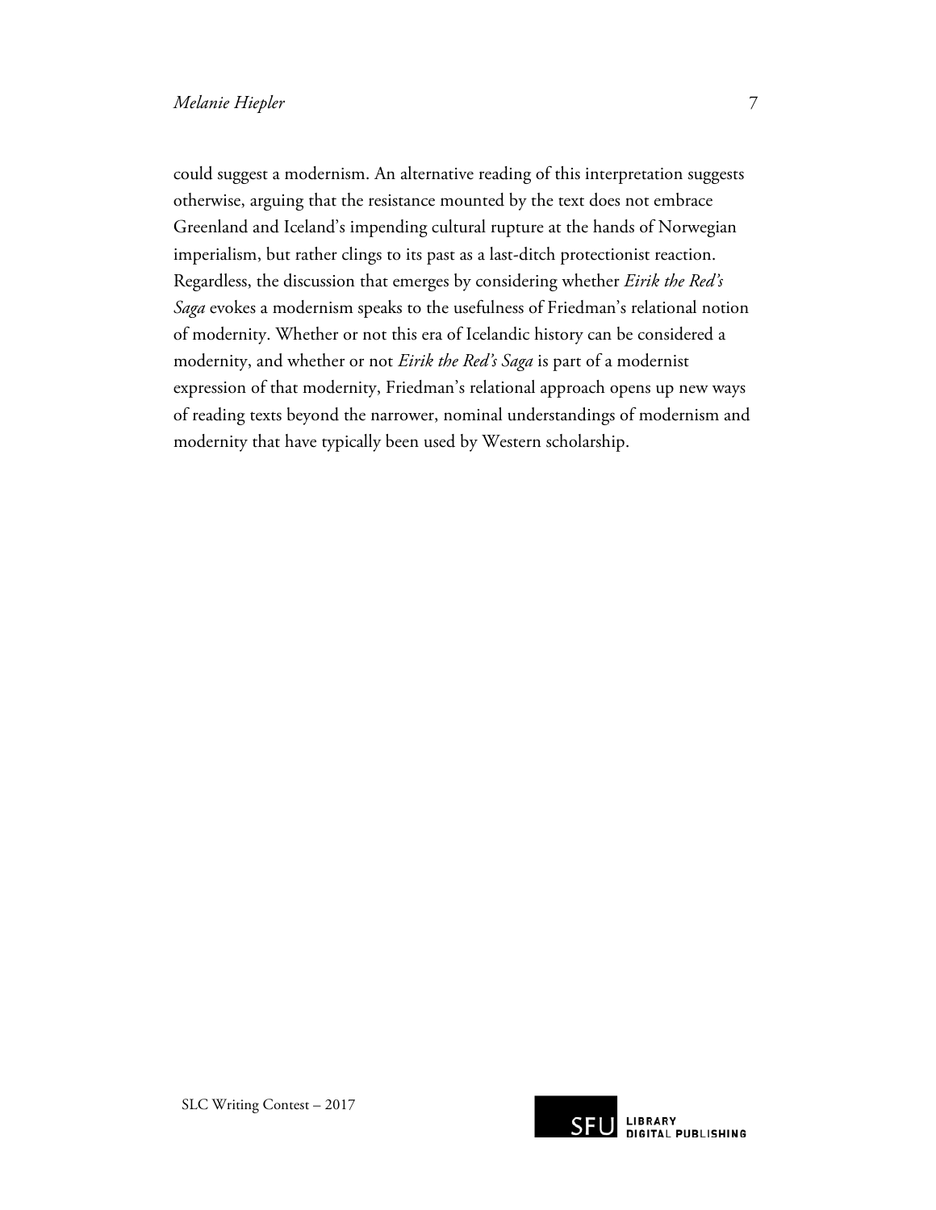could suggest a modernism. An alternative reading of this interpretation suggests otherwise, arguing that the resistance mounted by the text does not embrace Greenland and Iceland's impending cultural rupture at the hands of Norwegian imperialism, but rather clings to its past as a last-ditch protectionist reaction. Regardless, the discussion that emerges by considering whether *Eirik the Red's Saga* evokes a modernism speaks to the usefulness of Friedman's relational notion of modernity. Whether or not this era of Icelandic history can be considered a modernity, and whether or not *Eirik the Red's Saga* is part of a modernist expression of that modernity, Friedman's relational approach opens up new ways of reading texts beyond the narrower, nominal understandings of modernism and modernity that have typically been used by Western scholarship.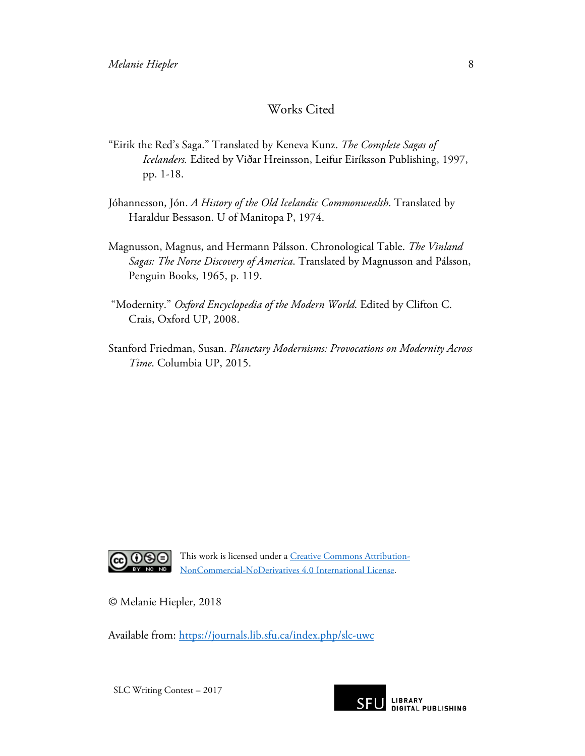## Works Cited

"Eirik the Red's Saga." Translated by Keneva Kunz. *The Complete Sagas of Icelanders.* Edited by Viðar Hreinsson, Leifur Eiríksson Publishing, 1997, pp. 1-18.

Jóhannesson, Jón. *A History of the Old Icelandic Commonwealth*. Translated by Haraldur Bessason. U of Manitopa P, 1974.

Magnusson, Magnus, and Hermann Pálsson. Chronological Table. *The Vinland Sagas: The Norse Discovery of America*. Translated by Magnusson and Pálsson, Penguin Books, 1965, p. 119.

"Modernity." *Oxford Encyclopedia of the Modern World*. Edited by Clifton C. Crais, Oxford UP, 2008.

Stanford Friedman, Susan. *Planetary Modernisms: Provocations on Modernity Across Time*. Columbia UP, 2015.

This work is licensed under a [Creative Commons Attribution-NonCommercial-NoDerivatives 4.0 International License](https://creativecommons.org/licenses/by-nc-nd/4.0/).

© Melanie Hiepler, 2018

Available from: https://journals.lib.sfu.ca/index.php/slc-uwc

SLC Writing Contest – 2017

SFU LIBRARY DIGITAL PUBLISHING